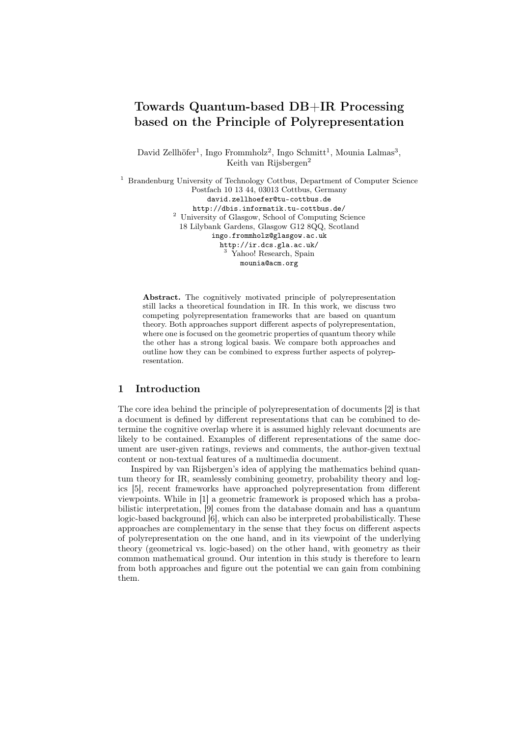# Towards Quantum-based DB+IR Processing based on the Principle of Polyrepresentation

David Zellhöfer[1], Ingo Frommholz[2], Ingo Schmitt[1], Mounia Lalmas[3], Keith van Rijsbergen[2]

[1] Brandenburg University of Technology Cottbus, Department of Computer Science
Postfach 10 13 44, 03013 Cottbus, Germany
david.zellhoefer@tu-cottbus.de
http://dbis.informatik.tu-cottbus.de/

[2] University of Glasgow, School of Computing Science
18 Lilybank Gardens, Glasgow G12 8QQ, Scotland
ingo.frommholz@glasgow.ac.uk
http://ir.dcs.gla.ac.uk/

[3] Yahoo! Research, Spain
mounia@acm.org

**Abstract.** The cognitively motivated principle of polyrepresentation still lacks a theoretical foundation in IR. In this work, we discuss two competing polyrepresentation frameworks that are based on quantum theory. Both approaches support different aspects of polyrepresentation, where one is focused on the geometric properties of quantum theory while the other has a strong logical basis. We compare both approaches and outline how they can be combined to express further aspects of polyrepresentation.

## 1 Introduction

The core idea behind the principle of polyrepresentation of documents [2] is that a document is defined by different representations that can be combined to determine the cognitive overlap where it is assumed highly relevant documents are likely to be contained. Examples of different representations of the same document are user-given ratings, reviews and comments, the author-given textual content or non-textual features of a multimedia document.

Inspired by van Rijsbergen's idea of applying the mathematics behind quantum theory for IR, seamlessly combining geometry, probability theory and logics [5], recent frameworks have approached polyrepresentation from different viewpoints. While in [1] a geometric framework is proposed which has a probabilistic interpretation, [9] comes from the database domain and has a quantum logic-based background [6], which can also be interpreted probabilistically. These approaches are complementary in the sense that they focus on different aspects of polyrepresentation on the one hand, and in its viewpoint of the underlying theory (geometrical vs. logic-based) on the other hand, with geometry as their common mathematical ground. Our intention in this study is therefore to learn from both approaches and figure out the potential we can gain from combining them.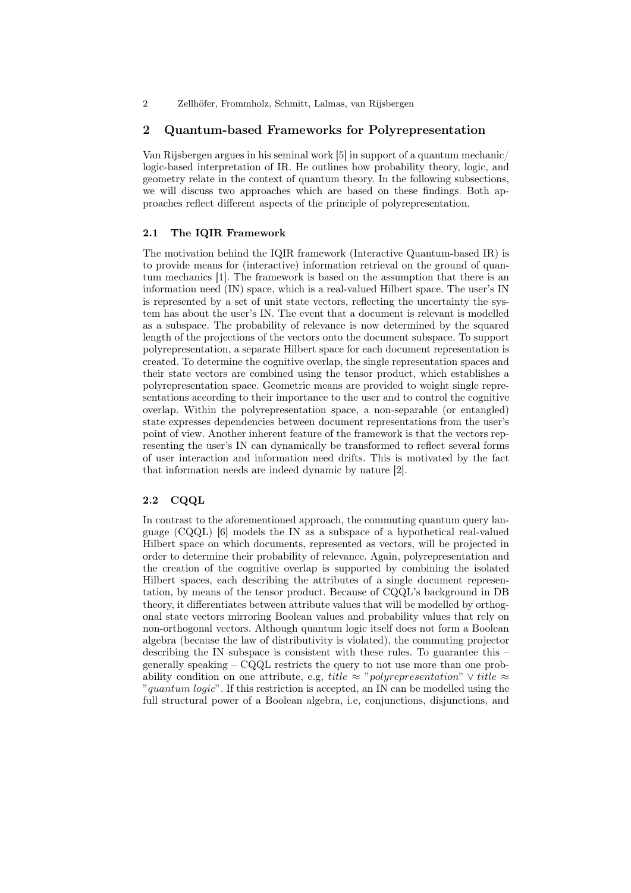## 2 Quantum-based Frameworks for Polyrepresentation

Van Rijsbergen argues in his seminal work [5] in support of a quantum mechanic/ logic-based interpretation of IR. He outlines how probability theory, logic, and geometry relate in the context of quantum theory. In the following subsections, we will discuss two approaches which are based on these findings. Both approaches reflect different aspects of the principle of polyrepresentation.

### 2.1 The IQIR Framework

The motivation behind the IQIR framework (Interactive Quantum-based IR) is to provide means for (interactive) information retrieval on the ground of quantum mechanics [1]. The framework is based on the assumption that there is an information need (IN) space, which is a real-valued Hilbert space. The user's IN is represented by a set of unit state vectors, reflecting the uncertainty the system has about the user's IN. The event that a document is relevant is modelled as a subspace. The probability of relevance is now determined by the squared length of the projections of the vectors onto the document subspace. To support polyrepresentation, a separate Hilbert space for each document representation is created. To determine the cognitive overlap, the single representation spaces and their state vectors are combined using the tensor product, which establishes a polyrepresentation space. Geometric means are provided to weight single representations according to their importance to the user and to control the cognitive overlap. Within the polyrepresentation space, a non-separable (or entangled) state expresses dependencies between document representations from the user's point of view. Another inherent feature of the framework is that the vectors representing the user's IN can dynamically be transformed to reflect several forms of user interaction and information need drifts. This is motivated by the fact that information needs are indeed dynamic by nature [2].

### 2.2 CQQL

In contrast to the aforementioned approach, the commuting quantum query language (CQQL) [6] models the IN as a subspace of a hypothetical real-valued Hilbert space on which documents, represented as vectors, will be projected in order to determine their probability of relevance. Again, polyrepresentation and the creation of the cognitive overlap is supported by combining the isolated Hilbert spaces, each describing the attributes of a single document representation, by means of the tensor product. Because of CQQL's background in DB theory, it differentiates between attribute values that will be modelled by orthogonal state vectors mirroring Boolean values and probability values that rely on non-orthogonal vectors. Although quantum logic itself does not form a Boolean algebra (because the law of distributivity is violated), the commuting projector describing the IN subspace is consistent with these rules. To guarantee this – generally speaking – CQQL restricts the query to not use more than one probability condition on one attribute, e.g, $title \approx$ "*polyrepresentation*" $\vee$ $title \approx$ "*quantum logic*". If this restriction is accepted, an IN can be modelled using the full structural power of a Boolean algebra, i.e, conjunctions, disjunctions, and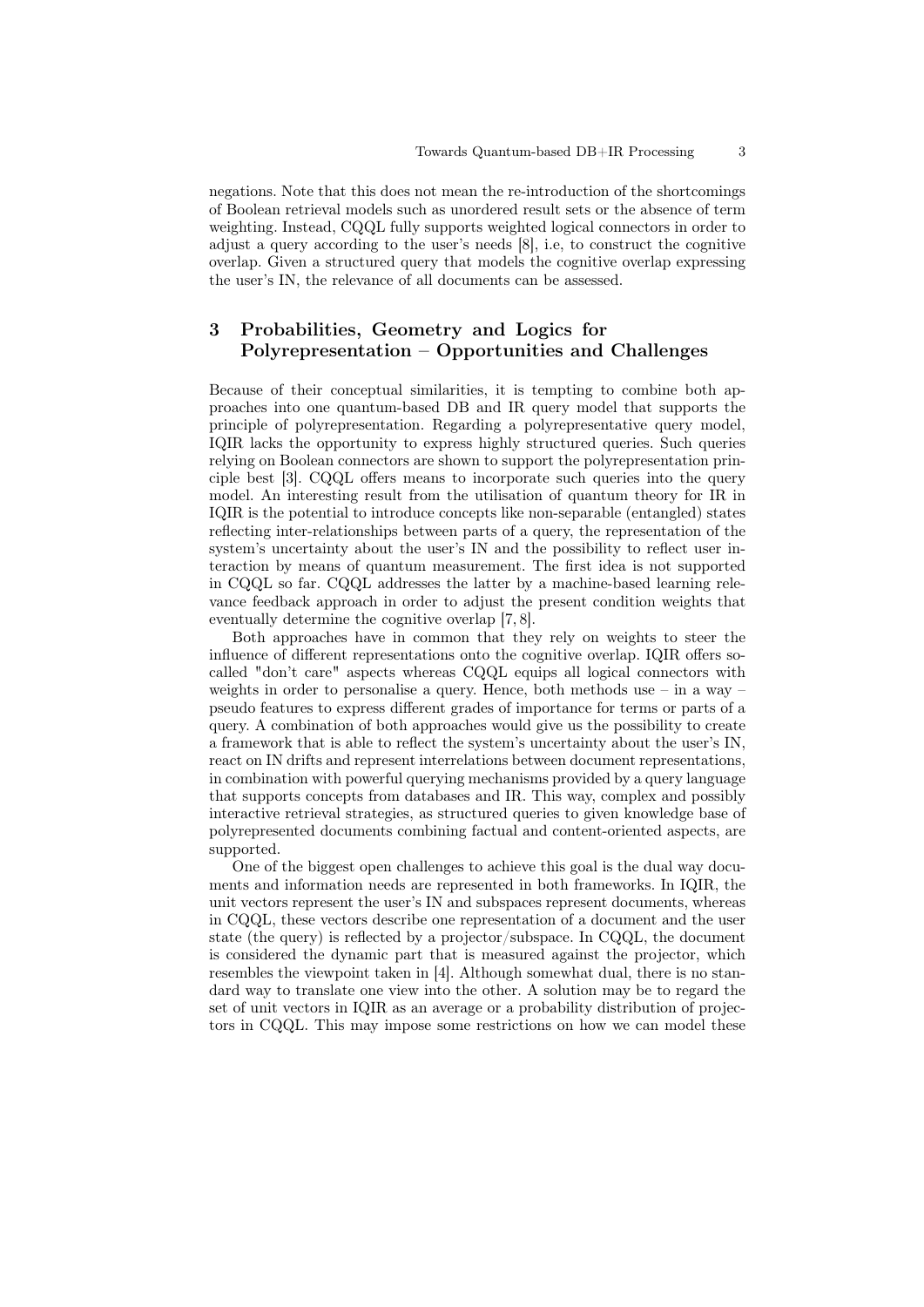negations. Note that this does not mean the re-introduction of the shortcomings of Boolean retrieval models such as unordered result sets or the absence of term weighting. Instead, CQQL fully supports weighted logical connectors in order to adjust a query according to the user's needs [8], i.e, to construct the cognitive overlap. Given a structured query that models the cognitive overlap expressing the user's IN, the relevance of all documents can be assessed.

## 3 Probabilities, Geometry and Logics for Polyrepresentation – Opportunities and Challenges

Because of their conceptual similarities, it is tempting to combine both approaches into one quantum-based DB and IR query model that supports the principle of polyrepresentation. Regarding a polyrepresentative query model, IQIR lacks the opportunity to express highly structured queries. Such queries relying on Boolean connectors are shown to support the polyrepresentation principle best [3]. CQQL offers means to incorporate such queries into the query model. An interesting result from the utilisation of quantum theory for IR in IQIR is the potential to introduce concepts like non-separable (entangled) states reflecting inter-relationships between parts of a query, the representation of the system's uncertainty about the user's IN and the possibility to reflect user interaction by means of quantum measurement. The first idea is not supported in CQQL so far. CQQL addresses the latter by a machine-based learning relevance feedback approach in order to adjust the present condition weights that eventually determine the cognitive overlap [7, 8].

Both approaches have in common that they rely on weights to steer the influence of different representations onto the cognitive overlap. IQIR offers so-called "don't care" aspects whereas CQQL equips all logical connectors with weights in order to personalise a query. Hence, both methods use – in a way – pseudo features to express different grades of importance for terms or parts of a query. A combination of both approaches would give us the possibility to create a framework that is able to reflect the system's uncertainty about the user's IN, react on IN drifts and represent interrelations between document representations, in combination with powerful querying mechanisms provided by a query language that supports concepts from databases and IR. This way, complex and possibly interactive retrieval strategies, as structured queries to given knowledge base of polyrepresented documents combining factual and content-oriented aspects, are supported.

One of the biggest open challenges to achieve this goal is the dual way documents and information needs are represented in both frameworks. In IQIR, the unit vectors represent the user's IN and subspaces represent documents, whereas in CQQL, these vectors describe one representation of a document and the user state (the query) is reflected by a projector/subspace. In CQQL, the document is considered the dynamic part that is measured against the projector, which resembles the viewpoint taken in [4]. Although somewhat dual, there is no standard way to translate one view into the other. A solution may be to regard the set of unit vectors in IQIR as an average or a probability distribution of projectors in CQQL. This may impose some restrictions on how we can model these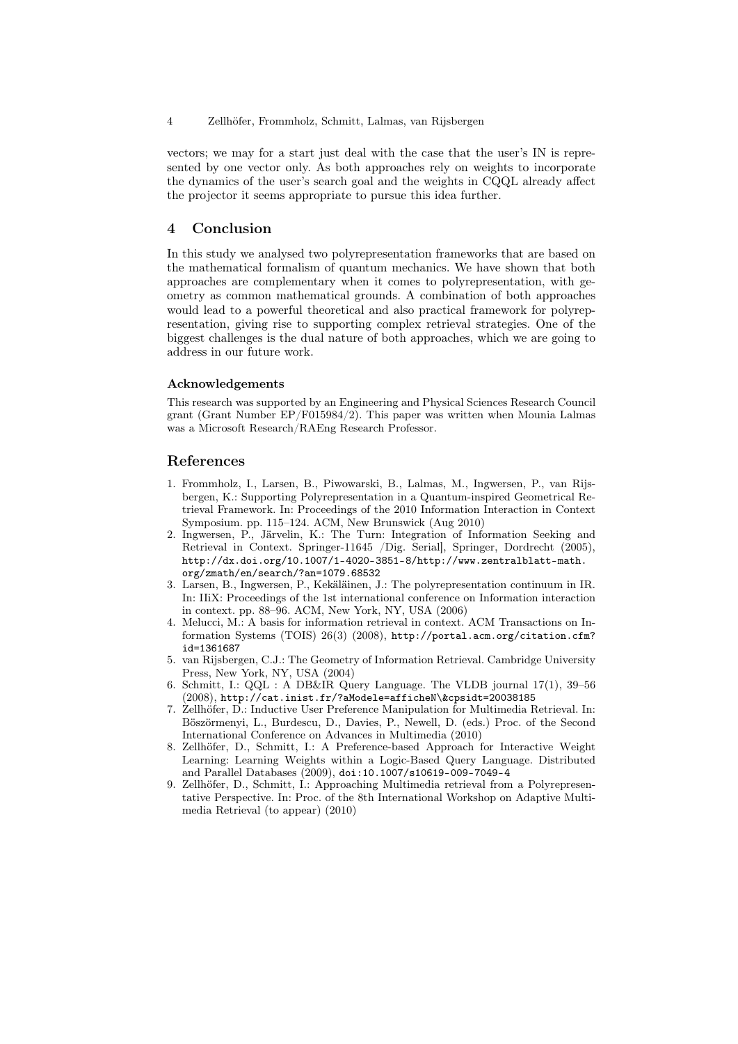vectors; we may for a start just deal with the case that the user's IN is represented by one vector only. As both approaches rely on weights to incorporate the dynamics of the user's search goal and the weights in CQQL already affect the projector it seems appropriate to pursue this idea further.

## 4 Conclusion

In this study we analysed two polyrepresentation frameworks that are based on the mathematical formalism of quantum mechanics. We have shown that both approaches are complementary when it comes to polyrepresentation, with geometry as common mathematical grounds. A combination of both approaches would lead to a powerful theoretical and also practical framework for polyrepresentation, giving rise to supporting complex retrieval strategies. One of the biggest challenges is the dual nature of both approaches, which we are going to address in our future work.

### Acknowledgements

This research was supported by an Engineering and Physical Sciences Research Council grant (Grant Number EP/F015984/2). This paper was written when Mounia Lalmas was a Microsoft Research/RAEng Research Professor.

## References

1. Frommholz, I., Larsen, B., Piwowarski, B., Lalmas, M., Ingwersen, P., van Rijsbergen, K.: Supporting Polyrepresentation in a Quantum-inspired Geometrical Retrieval Framework. In: Proceedings of the 2010 Information Interaction in Context Symposium. pp. 115–124. ACM, New Brunswick (Aug 2010)
2. Ingwersen, P., Järvelin, K.: The Turn: Integration of Information Seeking and Retrieval in Context. Springer-11645 /Dig. Serial], Springer, Dordrecht (2005), http://dx.doi.org/10.1007/1-4020-3851-8/http://www.zentralblatt-math.org/zmath/en/search/?an=1079.68532
3. Larsen, B., Ingwersen, P., Kekäläinen, J.: The polyrepresentation continuum in IR. In: IIiX: Proceedings of the 1st international conference on Information interaction in context. pp. 88–96. ACM, New York, NY, USA (2006)
4. Melucci, M.: A basis for information retrieval in context. ACM Transactions on Information Systems (TOIS) 26(3) (2008), http://portal.acm.org/citation.cfm?id=1361687
5. van Rijsbergen, C.J.: The Geometry of Information Retrieval. Cambridge University Press, New York, NY, USA (2004)
6. Schmitt, I.: QQL : A DB&IR Query Language. The VLDB journal 17(1), 39–56 (2008), http://cat.inist.fr/?aModele=afficheN\&cpsidt=20038185
7. Zellhöfer, D.: Inductive User Preference Manipulation for Multimedia Retrieval. In: Böszörmenyi, L., Burdescu, D., Davies, P., Newell, D. (eds.) Proc. of the Second International Conference on Advances in Multimedia (2010)
8. Zellhöfer, D., Schmitt, I.: A Preference-based Approach for Interactive Weight Learning: Learning Weights within a Logic-Based Query Language. Distributed and Parallel Databases (2009), doi:10.1007/s10619-009-7049-4
9. Zellhöfer, D., Schmitt, I.: Approaching Multimedia retrieval from a Polyrepresentative Perspective. In: Proc. of the 8th International Workshop on Adaptive Multimedia Retrieval (to appear) (2010)